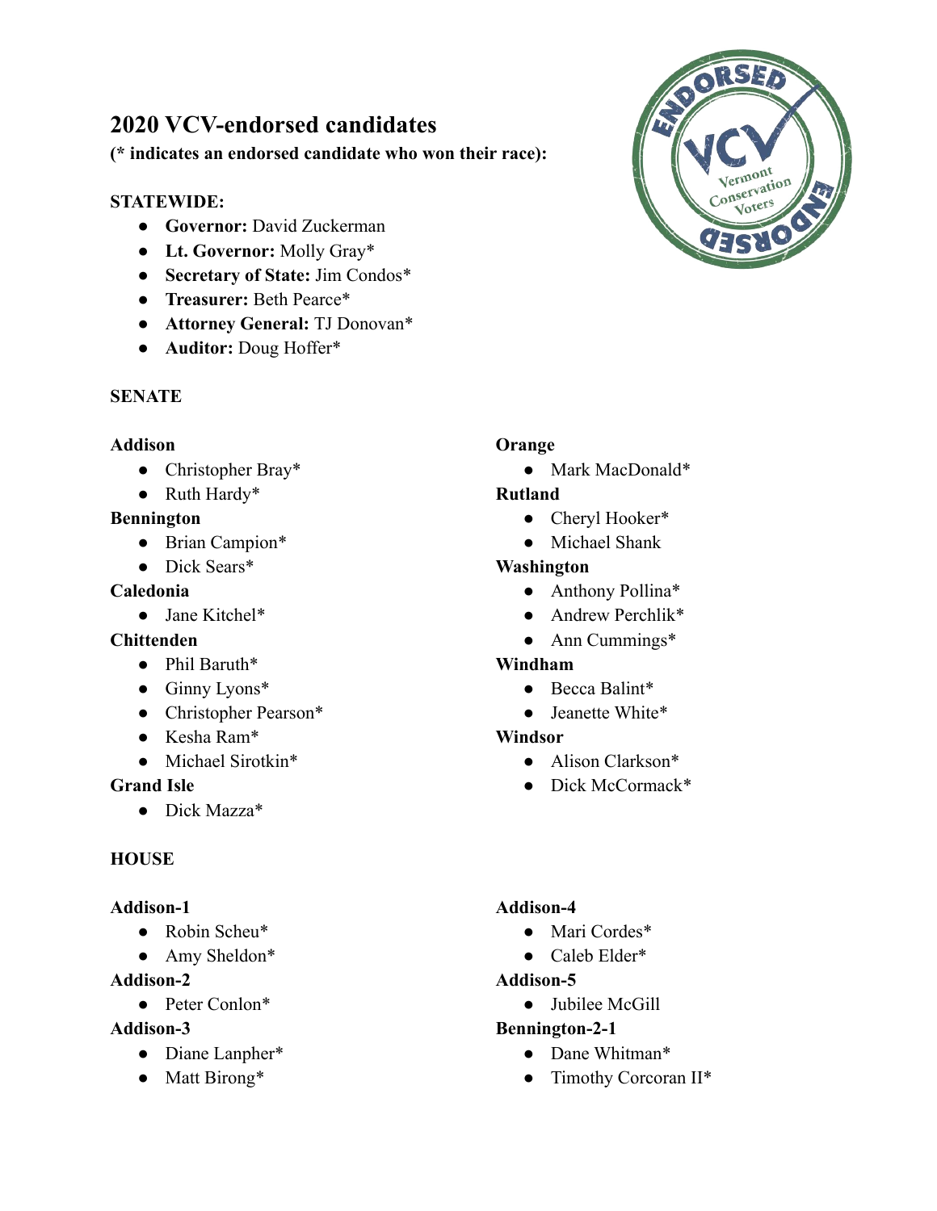# 2020 VCV-endorsed candidates

**(* indicates an endorsed candidate who won their race):**

**STATEWIDE:**

- **Governor:** David Zuckerman
- **Lt. Governor:** Molly Gray*
- **Secretary of State:** Jim Condos*
- **Treasurer:** Beth Pearce*
- **Attorney General:** TJ Donovan*
- **Auditor:** Doug Hoffer*

## SENATE

**Addison**

- Christopher Bray*
- Ruth Hardy*

**Bennington**

- Brian Campion*
- Dick Sears*

**Caledonia**

- Jane Kitchel*

**Chittenden**

- Phil Baruth*
- Ginny Lyons*
- Christopher Pearson*
- Kesha Ram*
- Michael Sirotkin*

**Grand Isle**

- Dick Mazza*

**Orange**

- Mark MacDonald*

**Rutland**

- Cheryl Hooker*
- Michael Shank

**Washington**

- Anthony Pollina*
- Andrew Perchlik*
- Ann Cummings*

**Windham**

- Becca Balint*
- Jeanette White*

**Windsor**

- Alison Clarkson*
- Dick McCormack*

## HOUSE

**Addison-1**

- Robin Scheu*
- Amy Sheldon*

**Addison-2**

- Peter Conlon*

**Addison-3**

- Diane Lanpher*
- Matt Birong*

**Addison-4**

- Mari Cordes*
- Caleb Elder*

**Addison-5**

- Jubilee McGill

**Bennington-2-1**

- Dane Whitman*
- Timothy Corcoran II*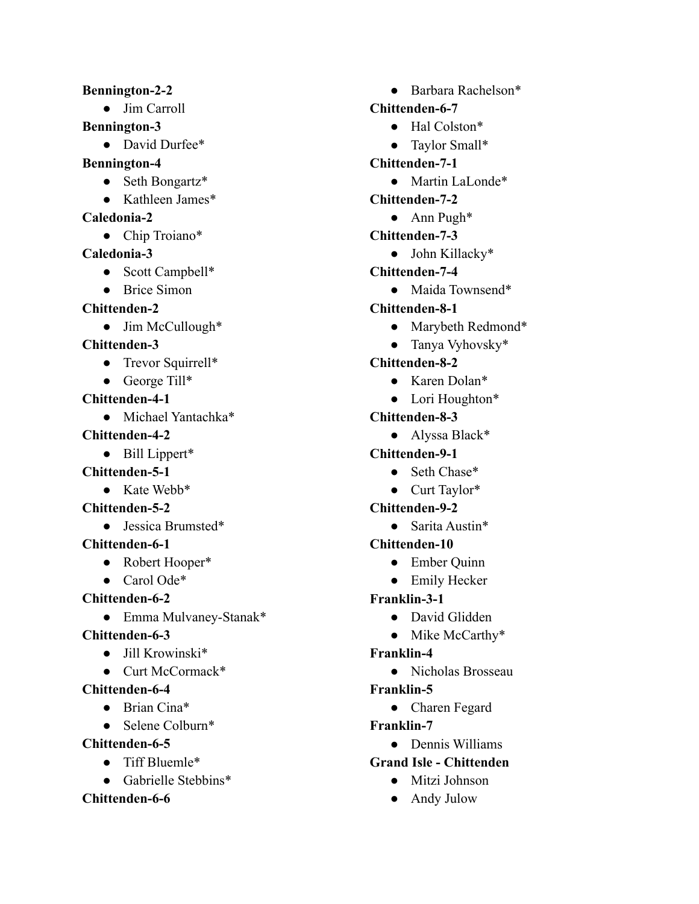**Bennington-2-2**

- Jim Carroll

**Bennington-3**

- David Durfee*

**Bennington-4**

- Seth Bongartz*
- Kathleen James*

**Caledonia-2**

- Chip Troiano*

**Caledonia-3**

- Scott Campbell*
- Brice Simon

**Chittenden-2**

- Jim McCullough*

**Chittenden-3**

- Trevor Squirrell*
- George Till*

**Chittenden-4-1**

- Michael Yantachka*

**Chittenden-4-2**

- Bill Lippert*

**Chittenden-5-1**

- Kate Webb*

**Chittenden-5-2**

- Jessica Brumsted*

**Chittenden-6-1**

- Robert Hooper*
- Carol Ode*

**Chittenden-6-2**

- Emma Mulvaney-Stanak*

**Chittenden-6-3**

- Jill Krowinski*
- Curt McCormack*

**Chittenden-6-4**

- Brian Cina*
- Selene Colburn*

**Chittenden-6-5**

- Tiff Bluemle*
- Gabrielle Stebbins*

**Chittenden-6-6**

- Barbara Rachelson*

**Chittenden-6-7**

- Hal Colston*
- Taylor Small*

**Chittenden-7-1**

- Martin LaLonde*

**Chittenden-7-2**

- Ann Pugh*

**Chittenden-7-3**

- John Killacky*

**Chittenden-7-4**

- Maida Townsend*

**Chittenden-8-1**

- Marybeth Redmond*
- Tanya Vyhovsky*

**Chittenden-8-2**

- Karen Dolan*
- Lori Houghton*

**Chittenden-8-3**

- Alyssa Black*

**Chittenden-9-1**

- Seth Chase*
- Curt Taylor*

**Chittenden-9-2**

- Sarita Austin*

**Chittenden-10**

- Ember Quinn
- Emily Hecker

**Franklin-3-1**

- David Glidden
- Mike McCarthy*

**Franklin-4**

- Nicholas Brosseau

**Franklin-5**

- Charen Fegard

**Franklin-7**

- Dennis Williams

**Grand Isle - Chittenden**

- Mitzi Johnson
- Andy Julow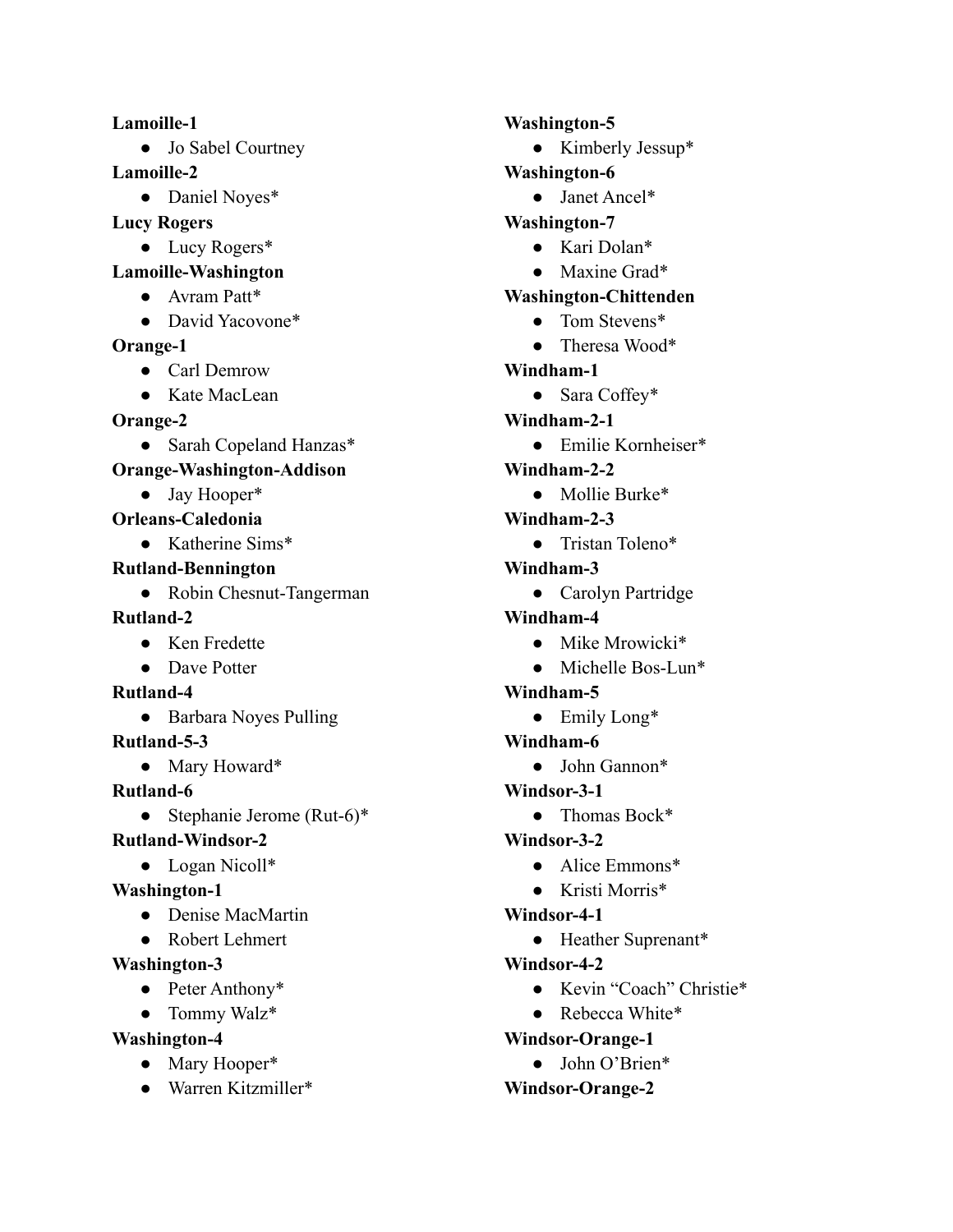**Lamoille-1**

- Jo Sabel Courtney

**Lamoille-2**

- Daniel Noyes*

**Lucy Rogers**

- Lucy Rogers*

**Lamoille-Washington**

- Avram Patt*
- David Yacovone*

**Orange-1**

- Carl Demrow
- Kate MacLean

**Orange-2**

- Sarah Copeland Hanzas*

**Orange-Washington-Addison**

- Jay Hooper*

**Orleans-Caledonia**

- Katherine Sims*

**Rutland-Bennington**

- Robin Chesnut-Tangerman

**Rutland-2**

- Ken Fredette
- Dave Potter

**Rutland-4**

- Barbara Noyes Pulling

**Rutland-5-3**

- Mary Howard*

**Rutland-6**

- Stephanie Jerome (Rut-6)*

**Rutland-Windsor-2**

- Logan Nicoll*

**Washington-1**

- Denise MacMartin
- Robert Lehmert

**Washington-3**

- Peter Anthony*
- Tommy Walz*

**Washington-4**

- Mary Hooper*
- Warren Kitzmiller*

**Washington-5**

- Kimberly Jessup*

**Washington-6**

- Janet Ancel*

**Washington-7**

- Kari Dolan*
- Maxine Grad*

**Washington-Chittenden**

- Tom Stevens*
- Theresa Wood*

**Windham-1**

- Sara Coffey*

**Windham-2-1**

- Emilie Kornheiser*

**Windham-2-2**

- Mollie Burke*

**Windham-2-3**

- Tristan Toleno*

**Windham-3**

- Carolyn Partridge

**Windham-4**

- Mike Mrowicki*
- Michelle Bos-Lun*

**Windham-5**

- Emily Long*

**Windham-6**

- John Gannon*

**Windsor-3-1**

- Thomas Bock*

**Windsor-3-2**

- Alice Emmons*
- Kristi Morris*

**Windsor-4-1**

- Heather Suprenant*

**Windsor-4-2**

- Kevin "Coach" Christie*
- Rebecca White*

**Windsor-Orange-1**

- John O'Brien*

**Windsor-Orange-2**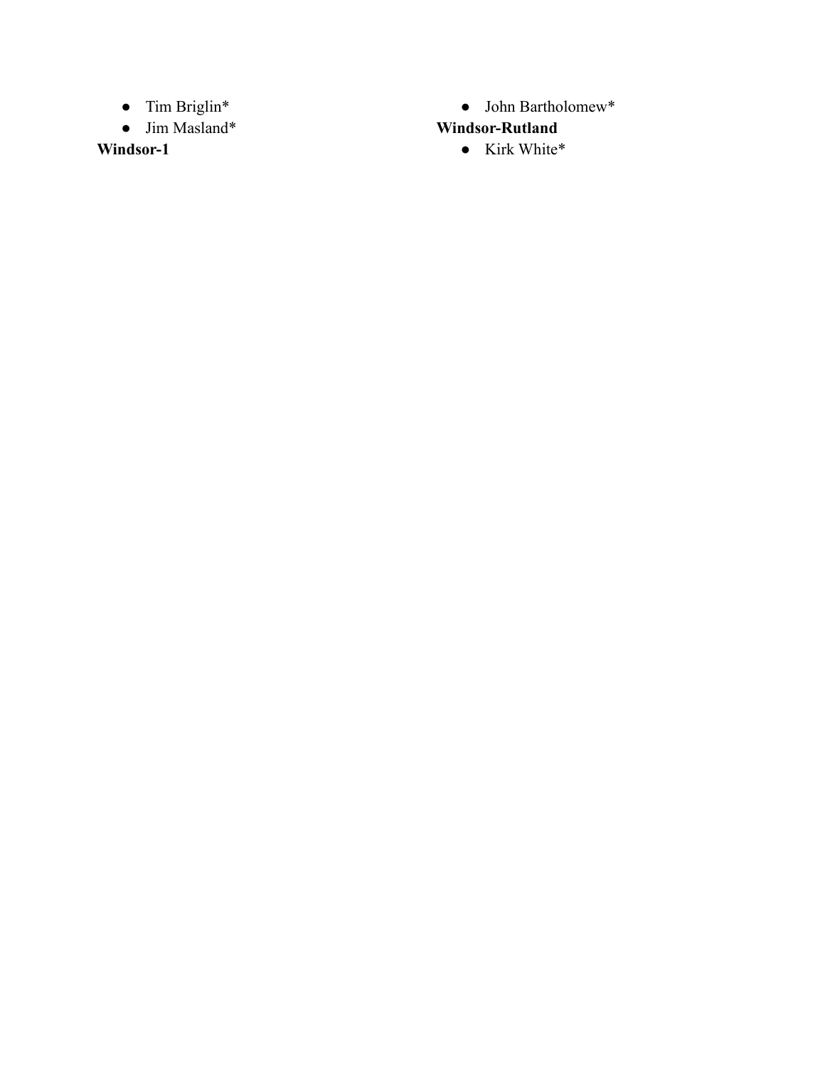- Tim Briglin*
- Jim Masland*

**Windsor-1**

- John Bartholomew*

**Windsor-Rutland**

- Kirk White*